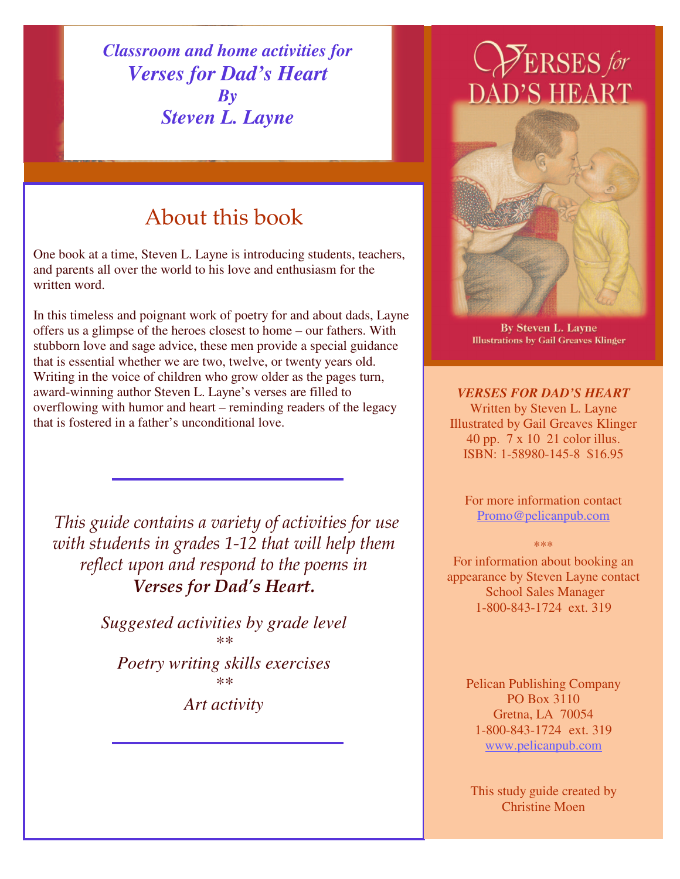*Classroom and home activities for*
***Verses for Dad's Heart***
***By***
***Steven L. Layne***

## About this book

One book at a time, Steven L. Layne is introducing students, teachers, and parents all over the world to his love and enthusiasm for the written word.

In this timeless and poignant work of poetry for and about dads, Layne offers us a glimpse of the heroes closest to home – our fathers. With stubborn love and sage advice, these men provide a special guidance that is essential whether we are two, twelve, or twenty years old. Writing in the voice of children who grow older as the pages turn, award-winning author Steven L. Layne's verses are filled to overflowing with humor and heart – reminding readers of the legacy that is fostered in a father's unconditional love.

---

*This guide contains a variety of activities for use with students in grades 1-12 that will help them reflect upon and respond to the poems in* ***Verses for Dad's Heart.***

*Suggested activities by grade level*

**

*Poetry writing skills exercises*

**

*Art activity*

---

VERSES for DAD'S HEART

By Steven L. Layne
Illustrations by Gail Greaves Klinger

***VERSES FOR DAD'S HEART***
Written by Steven L. Layne
Illustrated by Gail Greaves Klinger
40 pp. 7 x 10 21 color illus.
ISBN: 1-58980-145-8 $16.95

For more information contact
Promo@pelicanpub.com

***

For information about booking an appearance by Steven Layne contact School Sales Manager
1-800-843-1724 ext. 319

Pelican Publishing Company
PO Box 3110
Gretna, LA 70054
1-800-843-1724 ext. 319
www.pelicanpub.com

This study guide created by
Christine Moen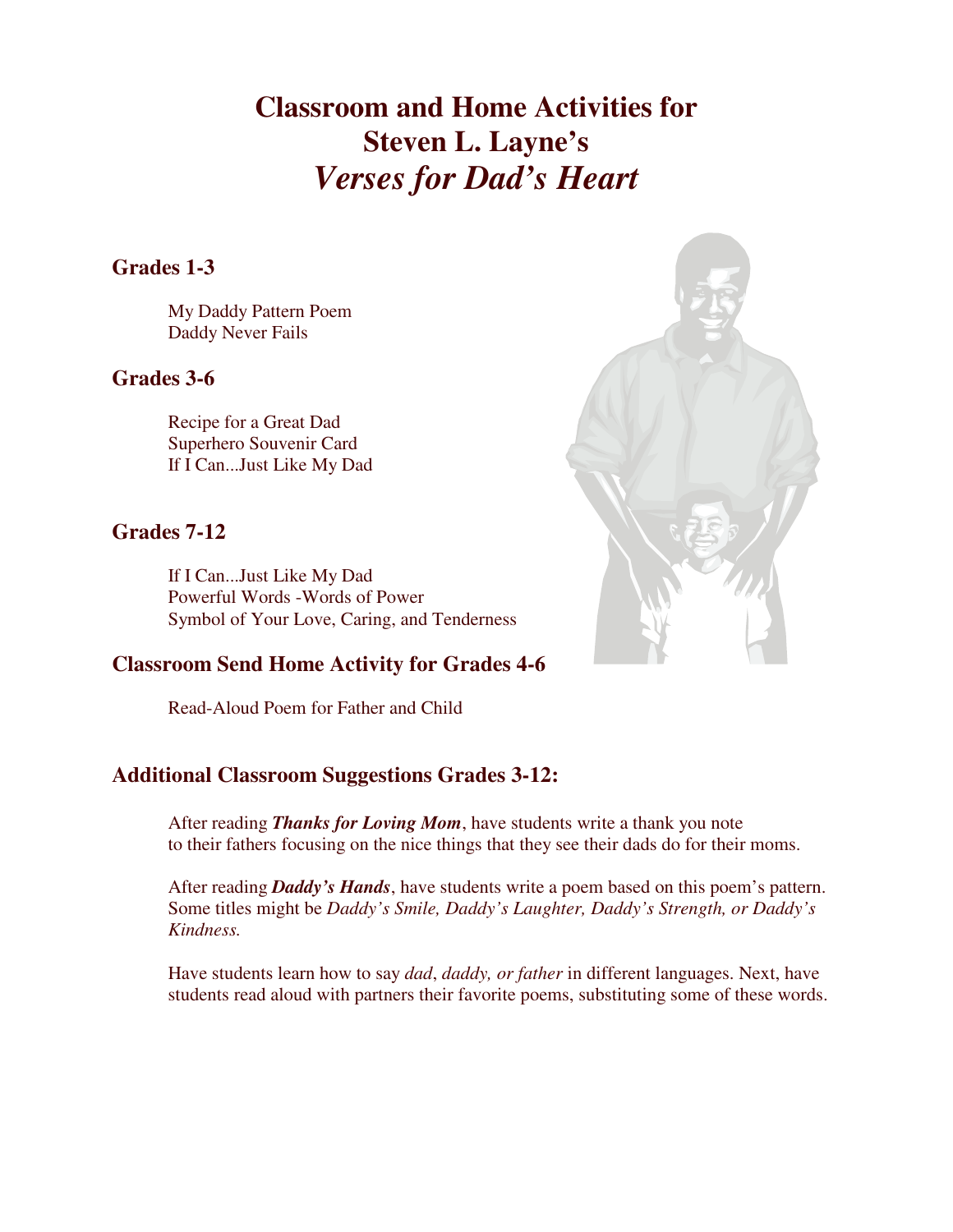# Classroom and Home Activities for Steven L. Layne's *Verses for Dad's Heart*

## Grades 1-3

My Daddy Pattern Poem
Daddy Never Fails

## Grades 3-6

Recipe for a Great Dad
Superhero Souvenir Card
If I Can...Just Like My Dad

## Grades 7-12

If I Can...Just Like My Dad
Powerful Words -Words of Power
Symbol of Your Love, Caring, and Tenderness

## Classroom Send Home Activity for Grades 4-6

Read-Aloud Poem for Father and Child

## Additional Classroom Suggestions Grades 3-12:

After reading ***Thanks for Loving Mom***, have students write a thank you note to their fathers focusing on the nice things that they see their dads do for their moms.

After reading ***Daddy's Hands***, have students write a poem based on this poem's pattern. Some titles might be *Daddy's Smile, Daddy's Laughter, Daddy's Strength, or Daddy's Kindness.*

Have students learn how to say *dad*, *daddy, or father* in different languages. Next, have students read aloud with partners their favorite poems, substituting some of these words.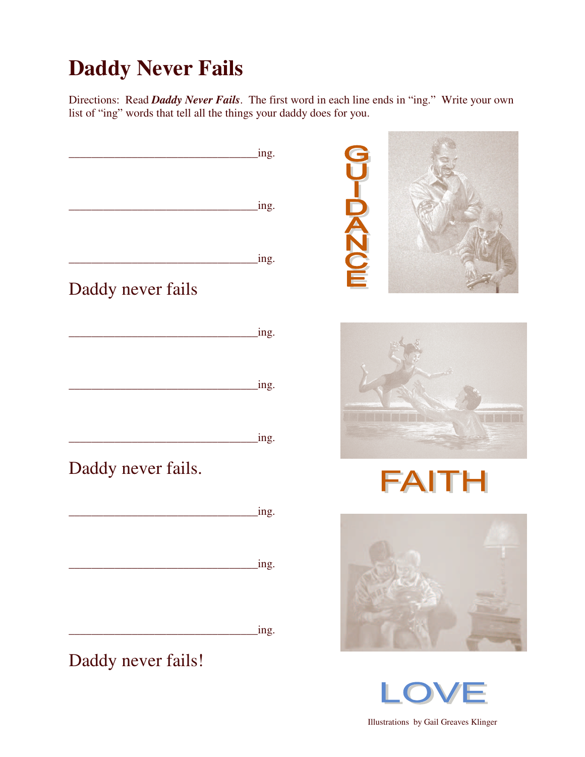# Daddy Never Fails

Directions: Read ***Daddy Never Fails***. The first word in each line ends in "ing." Write your own list of "ing" words that tell all the things your daddy does for you.

________________________________ing.

________________________________ing.

________________________________ing.

Daddy never fails

________________________________ing.

________________________________ing.

________________________________ing.

Daddy never fails.

________________________________ing.

________________________________ing.

________________________________ing.

Daddy never fails!

GUIDANCE

FAITH

LOVE

Illustrations by Gail Greaves Klinger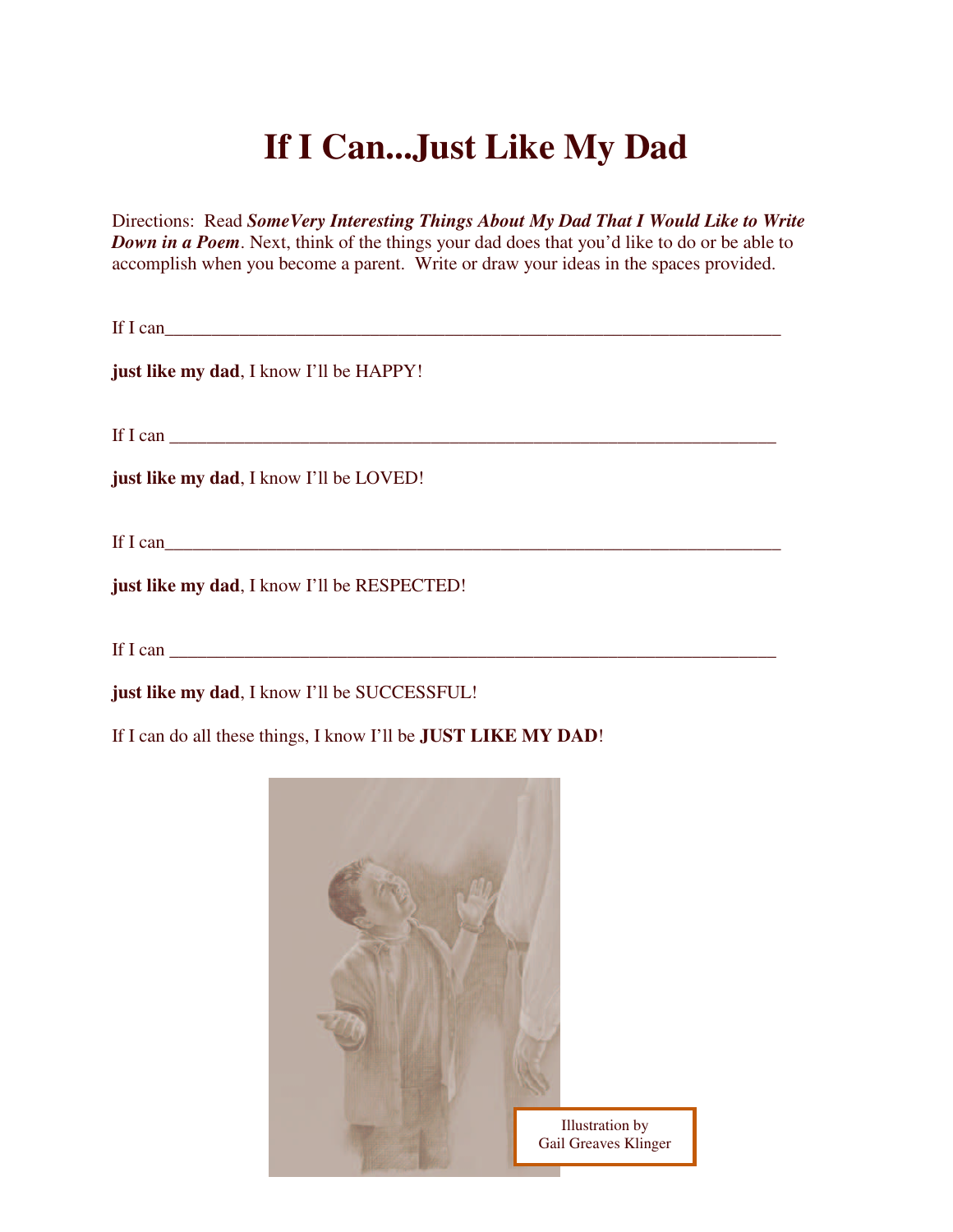# If I Can...Just Like My Dad

Directions: Read ***SomeVery Interesting Things About My Dad That I Would Like to Write Down in a Poem***. Next, think of the things your dad does that you'd like to do or be able to accomplish when you become a parent. Write or draw your ideas in the spaces provided.

If I can______________________________________________________________________

**just like my dad**, I know I'll be HAPPY!

If I can ______________________________________________________________________

**just like my dad**, I know I'll be LOVED!

If I can______________________________________________________________________

**just like my dad**, I know I'll be RESPECTED!

If I can ______________________________________________________________________

**just like my dad**, I know I'll be SUCCESSFUL!

If I can do all these things, I know I'll be **JUST LIKE MY DAD**!

Illustration by
Gail Greaves Klinger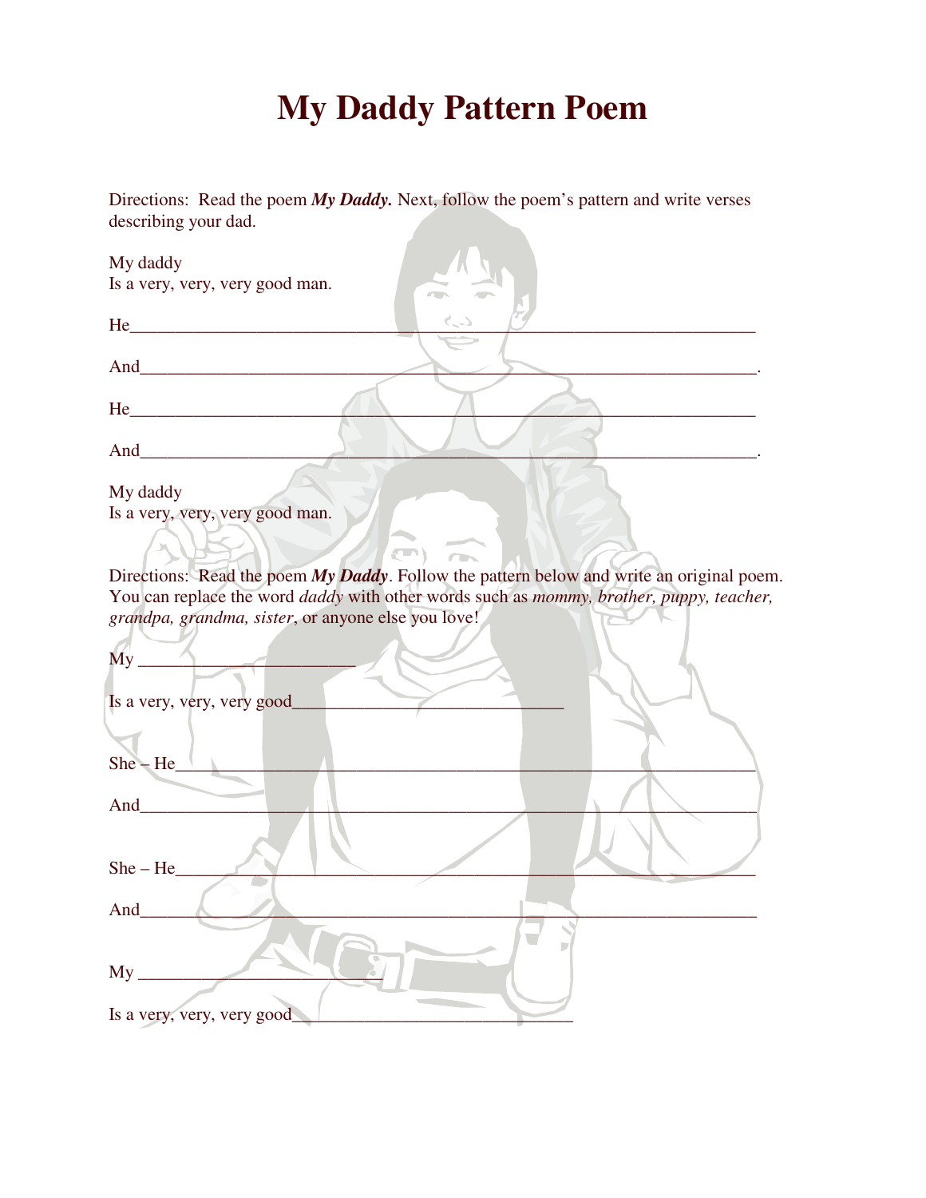# My Daddy Pattern Poem

Directions: Read the poem ***My Daddy.*** Next, follow the poem's pattern and write verses describing your dad.

My daddy
Is a very, very, very good man.

He___________________________________________________________________

And__________________________________________________________________.

He___________________________________________________________________

And__________________________________________________________________.

My daddy
Is a very, very, very good man.

Directions: Read the poem ***My Daddy***. Follow the pattern below and write an original poem. You can replace the word *daddy* with other words such as *mommy, brother, puppy, teacher, grandpa, grandma, sister*, or anyone else you love!

My ________________________

Is a very, very, very good______________________________

She – He_______________________________________________________________

And___________________________________________________________________

She – He_______________________________________________________________

And___________________________________________________________________

My ___________________________

Is a very, very, very good_______________________________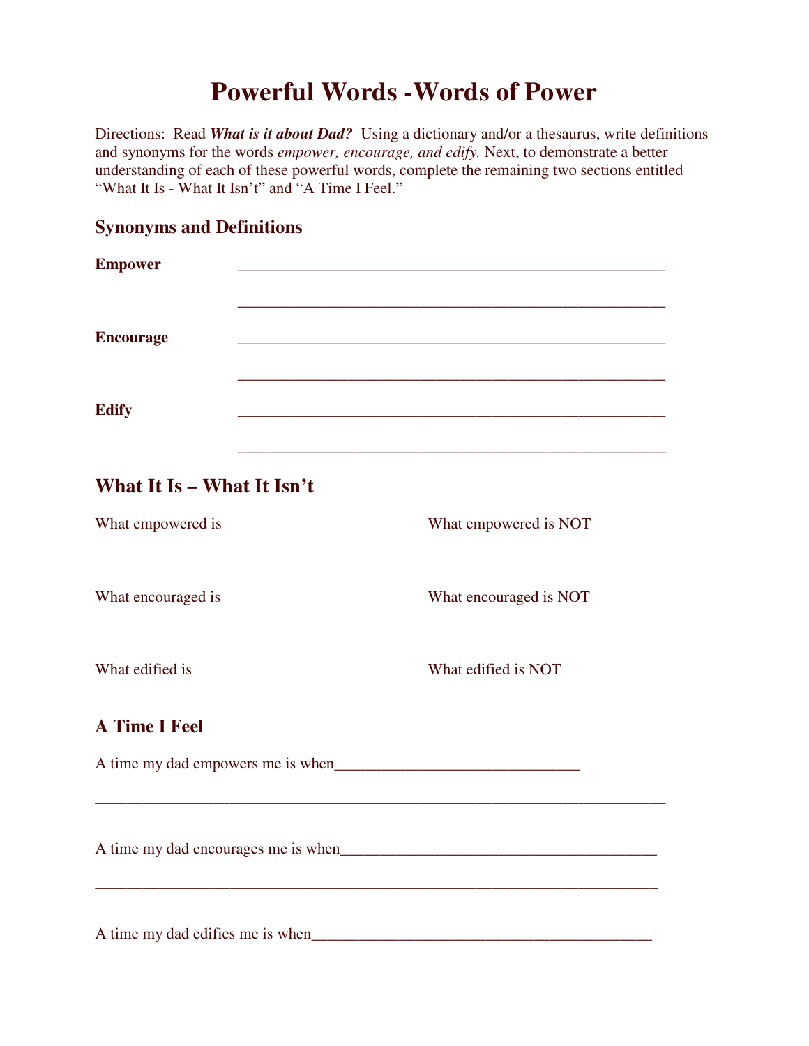# Powerful Words -Words of Power

Directions: Read ***What is it about Dad?*** Using a dictionary and/or a thesaurus, write definitions and synonyms for the words *empower, encourage, and edify.* Next, to demonstrate a better understanding of each of these powerful words, complete the remaining two sections entitled "What It Is - What It Isn't" and "A Time I Feel."

## Synonyms and Definitions

**Empower** ________________________________________________________

________________________________________________________

**Encourage** ________________________________________________________

________________________________________________________

**Edify** ________________________________________________________

________________________________________________________

## What It Is – What It Isn't

What empowered is

What empowered is NOT

What encouraged is

What encouraged is NOT

What edified is

What edified is NOT

## A Time I Feel

A time my dad empowers me is when_______________________________

_________________________________________________________________________

A time my dad encourages me is when________________________________________

_________________________________________________________________________

A time my dad edifies me is when____________________________________________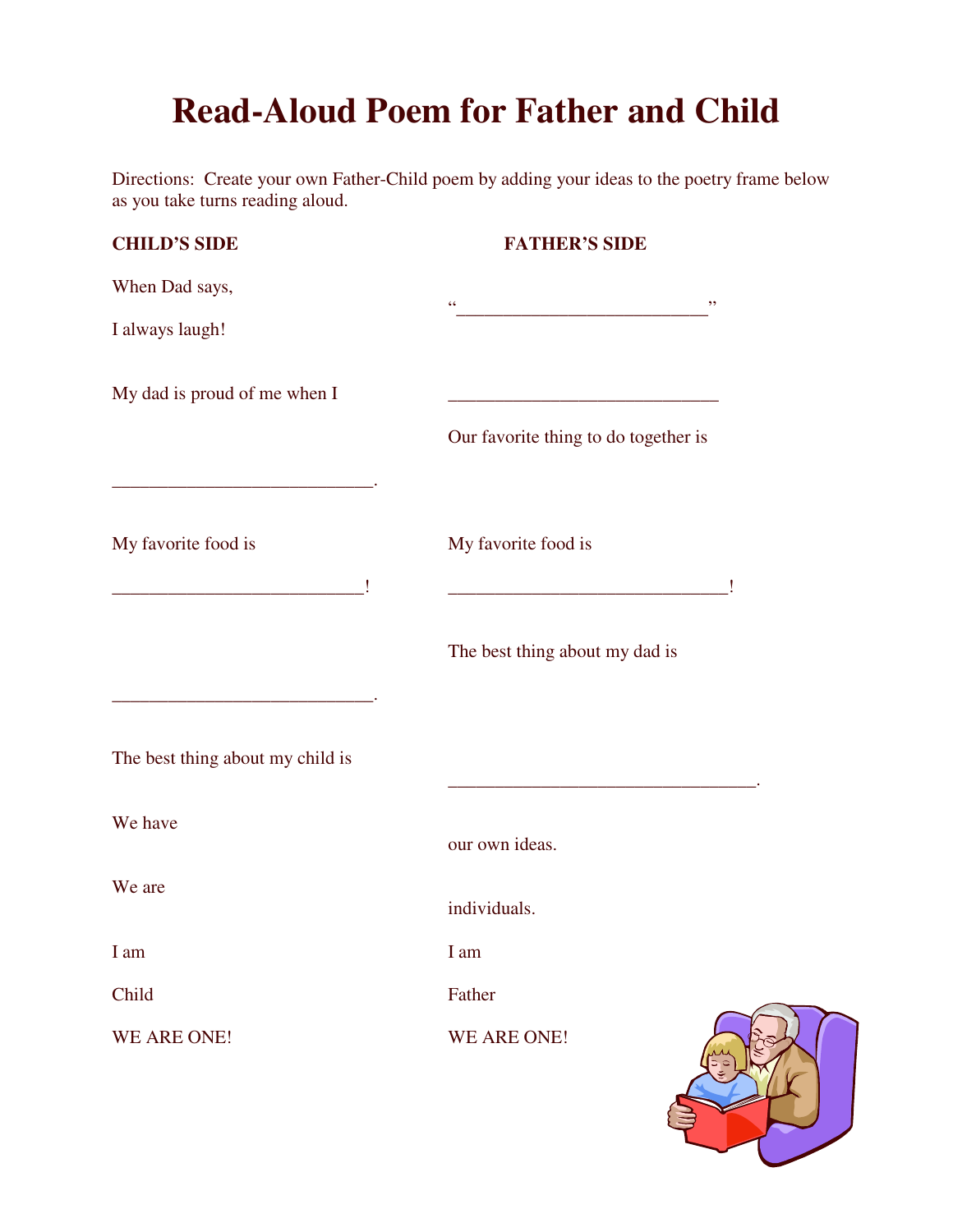# Read-Aloud Poem for Father and Child

Directions: Create your own Father-Child poem by adding your ideas to the poetry frame below as you take turns reading aloud.

**CHILD'S SIDE**

**FATHER'S SIDE**

When Dad says,

"___________________________"

I always laugh!

My dad is proud of me when I

_____________________________

Our favorite thing to do together is

___________________________.

My favorite food is

My favorite food is

___________________________!

______________________________!

The best thing about my dad is

___________________________.

The best thing about my child is

________________________________.

We have

our own ideas.

We are

individuals.

I am

I am

Child

Father

WE ARE ONE!

WE ARE ONE!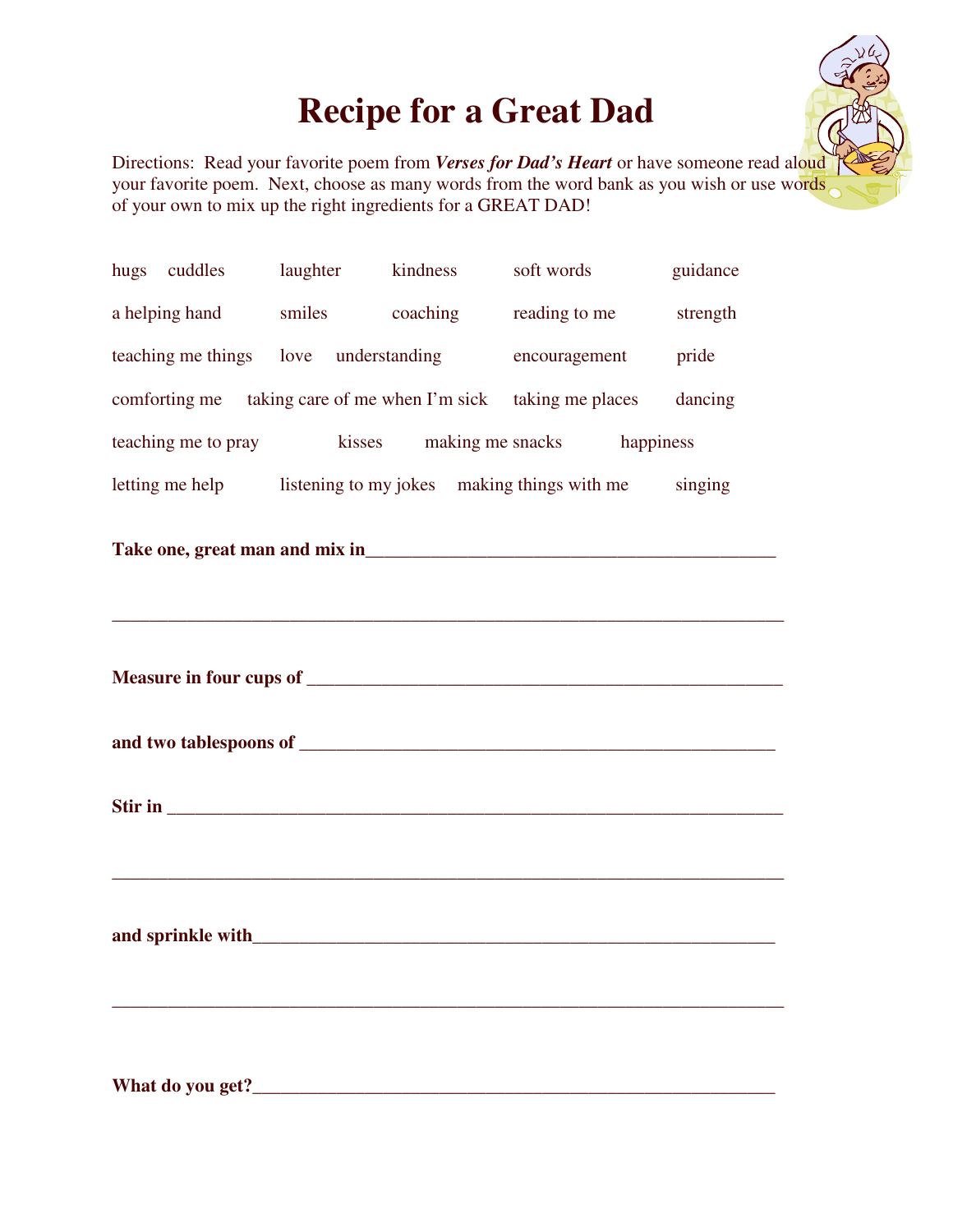# Recipe for a Great Dad

Directions: Read your favorite poem from ***Verses for Dad's Heart*** or have someone read aloud your favorite poem. Next, choose as many words from the word bank as you wish or use words of your own to mix up the right ingredients for a GREAT DAD!

hugs cuddles laughter kindness soft words guidance

a helping hand smiles coaching reading to me strength

teaching me things love understanding encouragement pride

comforting me taking care of me when I'm sick taking me places dancing

teaching me to pray kisses making me snacks happiness

letting me help listening to my jokes making things with me singing

**Take one, great man and mix in**_____________________________________________

_________________________________________________________________________

**Measure in four cups of** ____________________________________________________

**and two tablespoons of** ____________________________________________________

**Stir in** _________________________________________________________________

_________________________________________________________________________

**and sprinkle with**_________________________________________________________

_________________________________________________________________________

**What do you get?**_________________________________________________________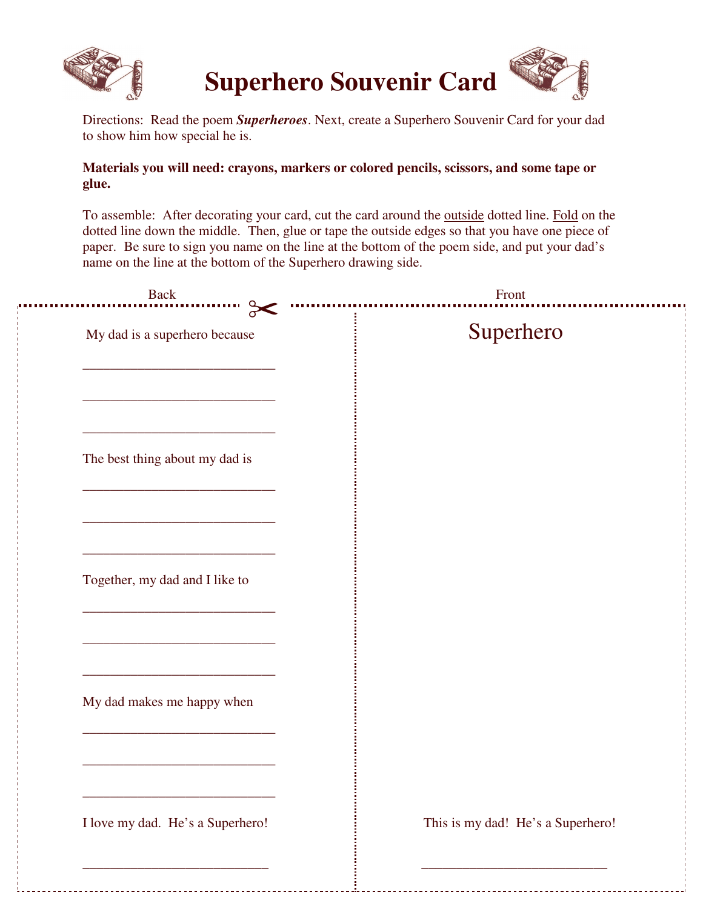# Superhero Souvenir Card

Directions: Read the poem ***Superheroes***. Next, create a Superhero Souvenir Card for your dad to show him how special he is.

**Materials you will need: crayons, markers or colored pencils, scissors, and some tape or glue.**

To assemble: After decorating your card, cut the card around the outside dotted line. Fold on the dotted line down the middle. Then, glue or tape the outside edges so that you have one piece of paper. Be sure to sign you name on the line at the bottom of the poem side, and put your dad's name on the line at the bottom of the Superhero drawing side.

Back

My dad is a superhero because

____________________________

____________________________

____________________________

The best thing about my dad is

____________________________

____________________________

____________________________

Together, my dad and I like to

____________________________

____________________________

____________________________

My dad makes me happy when

____________________________

____________________________

____________________________

I love my dad. He's a Superhero!

____________________________

Front

Superhero

This is my dad! He's a Superhero!

____________________________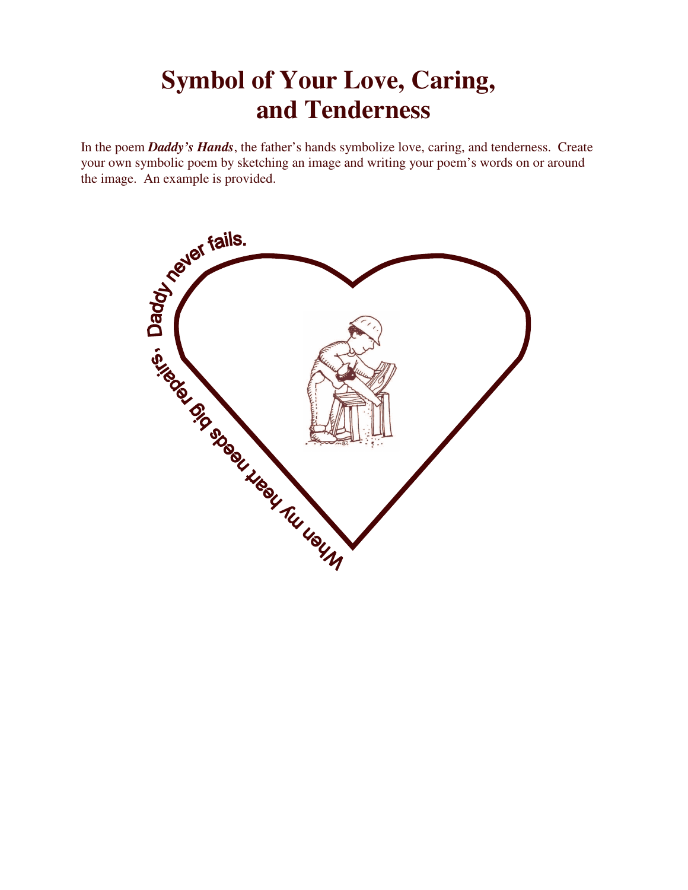# Symbol of Your Love, Caring, and Tenderness

In the poem ***Daddy's Hands***, the father's hands symbolize love, caring, and tenderness. Create your own symbolic poem by sketching an image and writing your poem's words on or around the image. An example is provided.

When my heart needs big repairs, Daddy never fails.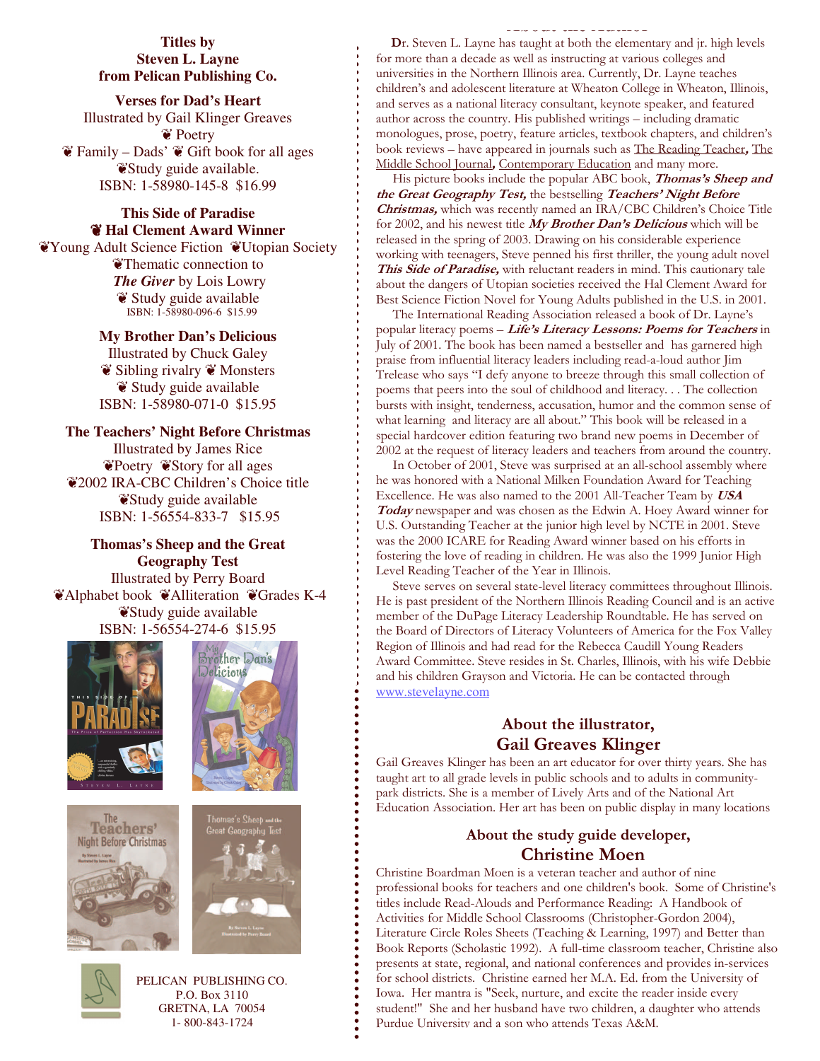**Titles by Steven L. Layne from Pelican Publishing Co.**

**Verses for Dad's Heart**
Illustrated by Gail Klinger Greaves
❦ Poetry
❦ Family – Dads' ❦ Gift book for all ages
❦Study guide available.
ISBN: 1-58980-145-8 $16.99

**This Side of Paradise**
❦ **Hal Clement Award Winner**
❦Young Adult Science Fiction ❦Utopian Society
❦Thematic connection to
***The Giver*** by Lois Lowry
❦ Study guide available
ISBN: 1-58980-096-6 $15.99

**My Brother Dan's Delicious**
Illustrated by Chuck Galey
❦ Sibling rivalry ❦ Monsters
❦ Study guide available
ISBN: 1-58980-071-0 $15.95

**The Teachers' Night Before Christmas**
Illustrated by James Rice
❦Poetry ❦Story for all ages
❦2002 IRA-CBC Children's Choice title
❦Study guide available
ISBN: 1-56554-833-7 $15.95

**Thomas's Sheep and the Great Geography Test**
Illustrated by Perry Board
❦Alphabet book ❦Alliteration ❦Grades K-4
❦Study guide available
ISBN: 1-56554-274-6 $15.95

PELICAN PUBLISHING CO.
P.O. Box 3110
GRETNA, LA 70054
1- 800-843-1724

## About the Author

Dr. Steven L. Layne has taught at both the elementary and jr. high levels for more than a decade as well as instructing at various colleges and universities in the Northern Illinois area. Currently, Dr. Layne teaches children's and adolescent literature at Wheaton College in Wheaton, Illinois, and serves as a national literacy consultant, keynote speaker, and featured author across the country. His published writings – including dramatic monologues, prose, poetry, feature articles, textbook chapters, and children's book reviews – have appeared in journals such as The Reading Teacher, The Middle School Journal, Contemporary Education and many more.

His picture books include the popular ABC book, ***Thomas's Sheep and the Great Geography Test,*** the bestselling ***Teachers' Night Before Christmas,*** which was recently named an IRA/CBC Children's Choice Title for 2002, and his newest title ***My Brother Dan's Delicious*** which will be released in the spring of 2003. Drawing on his considerable experience working with teenagers, Steve penned his first thriller, the young adult novel ***This Side of Paradise,*** with reluctant readers in mind. This cautionary tale about the dangers of Utopian societies received the Hal Clement Award for Best Science Fiction Novel for Young Adults published in the U.S. in 2001.

The International Reading Association released a book of Dr. Layne's popular literacy poems – ***Life's Literacy Lessons: Poems for Teachers*** in July of 2001. The book has been named a bestseller and has garnered high praise from influential literacy leaders including read-a-loud author Jim Trelease who says "I defy anyone to breeze through this small collection of poems that peers into the soul of childhood and literacy. . . The collection bursts with insight, tenderness, accusation, humor and the common sense of what learning and literacy are all about." This book will be released in a special hardcover edition featuring two brand new poems in December of 2002 at the request of literacy leaders and teachers from around the country.

In October of 2001, Steve was surprised at an all-school assembly where he was honored with a National Milken Foundation Award for Teaching Excellence. He was also named to the 2001 All-Teacher Team by ***USA Today*** newspaper and was chosen as the Edwin A. Hoey Award winner for U.S. Outstanding Teacher at the junior high level by NCTE in 2001. Steve was the 2000 ICARE for Reading Award winner based on his efforts in fostering the love of reading in children. He was also the 1999 Junior High Level Reading Teacher of the Year in Illinois.

Steve serves on several state-level literacy committees throughout Illinois. He is past president of the Northern Illinois Reading Council and is an active member of the DuPage Literacy Leadership Roundtable. He has served on the Board of Directors of Literacy Volunteers of America for the Fox Valley Region of Illinois and had read for the Rebecca Caudill Young Readers Award Committee. Steve resides in St. Charles, Illinois, with his wife Debbie and his children Grayson and Victoria. He can be contacted through www.stevelayne.com

## About the illustrator, Gail Greaves Klinger

Gail Greaves Klinger has been an art educator for over thirty years. She has taught art to all grade levels in public schools and to adults in community-park districts. She is a member of Lively Arts and of the National Art Education Association. Her art has been on public display in many locations

## About the study guide developer, Christine Moen

Christine Boardman Moen is a veteran teacher and author of nine professional books for teachers and one children's book. Some of Christine's titles include Read-Alouds and Performance Reading: A Handbook of Activities for Middle School Classrooms (Christopher-Gordon 2004), Literature Circle Roles Sheets (Teaching & Learning, 1997) and Better than Book Reports (Scholastic 1992). A full-time classroom teacher, Christine also presents at state, regional, and national conferences and provides in-services for school districts. Christine earned her M.A. Ed. from the University of Iowa. Her mantra is "Seek, nurture, and excite the reader inside every student!" She and her husband have two children, a daughter who attends Purdue University and a son who attends Texas A&M.